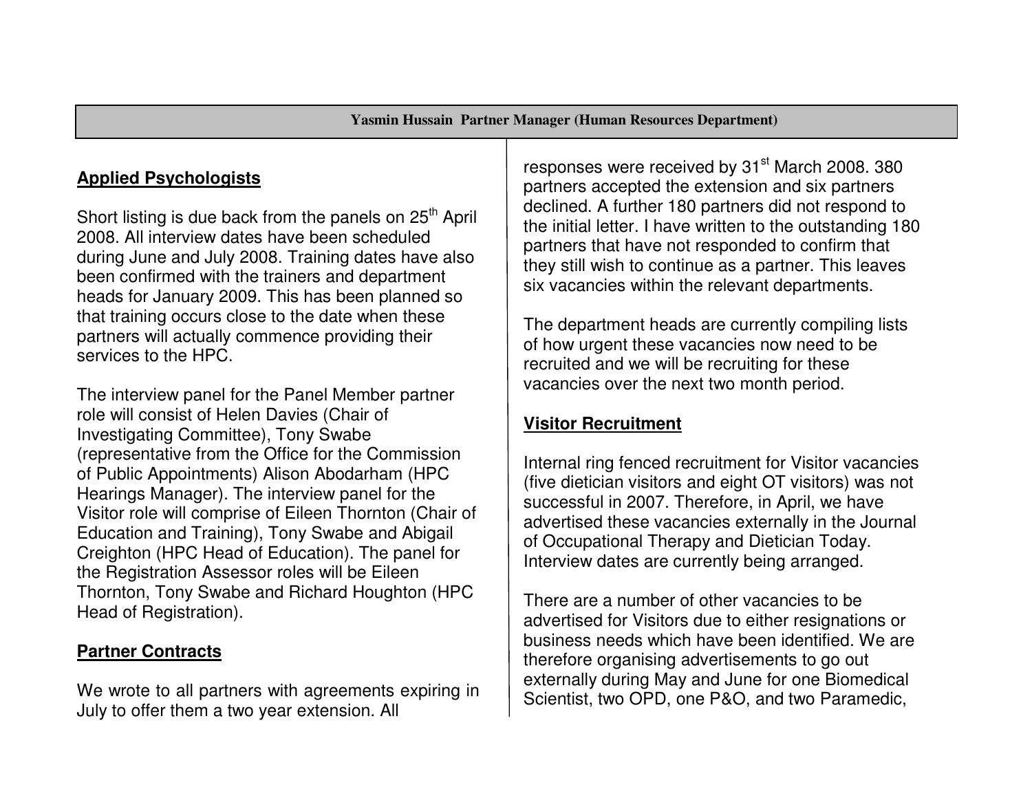**Yasmin Hussain Partner Manager (Human Resources Department)**

## Applied Psychologists

Short listing is due back from the panels on 25th April 2008. All interview dates have been scheduled during June and July 2008. Training dates have also been confirmed with the trainers and department heads for January 2009. This has been planned so that training occurs close to the date when these partners will actually commence providing their services to the HPC.

The interview panel for the Panel Member partner role will consist of Helen Davies (Chair of Investigating Committee), Tony Swabe (representative from the Office for the Commission of Public Appointments) Alison Abodarham (HPC Hearings Manager). The interview panel for the Visitor role will comprise of Eileen Thornton (Chair of Education and Training), Tony Swabe and Abigail Creighton (HPC Head of Education). The panel for the Registration Assessor roles will be Eileen Thornton, Tony Swabe and Richard Houghton (HPC Head of Registration).

## Partner Contracts

We wrote to all partners with agreements expiring in July to offer them a two year extension. All responses were received by 31st March 2008. 380 partners accepted the extension and six partners declined. A further 180 partners did not respond to the initial letter. I have written to the outstanding 180 partners that have not responded to confirm that they still wish to continue as a partner. This leaves six vacancies within the relevant departments.

The department heads are currently compiling lists of how urgent these vacancies now need to be recruited and we will be recruiting for these vacancies over the next two month period.

## Visitor Recruitment

Internal ring fenced recruitment for Visitor vacancies (five dietician visitors and eight OT visitors) was not successful in 2007. Therefore, in April, we have advertised these vacancies externally in the Journal of Occupational Therapy and Dietician Today. Interview dates are currently being arranged.

There are a number of other vacancies to be advertised for Visitors due to either resignations or business needs which have been identified. We are therefore organising advertisements to go out externally during May and June for one Biomedical Scientist, two OPD, one P&O, and two Paramedic,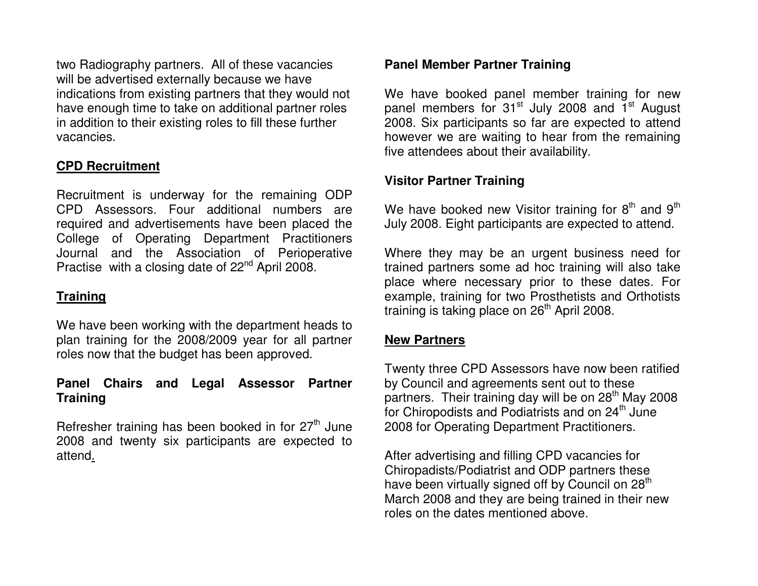two Radiography partners. All of these vacancies will be advertised externally because we have indications from existing partners that they would not have enough time to take on additional partner roles in addition to their existing roles to fill these further vacancies.

## CPD Recruitment

Recruitment is underway for the remaining ODP CPD Assessors. Four additional numbers are required and advertisements have been placed the College of Operating Department Practitioners Journal and the Association of Perioperative Practise with a closing date of 22nd April 2008.

## Training

We have been working with the department heads to plan training for the 2008/2009 year for all partner roles now that the budget has been approved.

### Panel Chairs and Legal Assessor Partner Training

Refresher training has been booked in for 27th June 2008 and twenty six participants are expected to attend.

### Panel Member Partner Training

We have booked panel member training for new panel members for 31st July 2008 and 1st August 2008. Six participants so far are expected to attend however we are waiting to hear from the remaining five attendees about their availability.

### Visitor Partner Training

We have booked new Visitor training for 8th and 9th July 2008. Eight participants are expected to attend.

Where they may be an urgent business need for trained partners some ad hoc training will also take place where necessary prior to these dates. For example, training for two Prosthetists and Orthotists training is taking place on 26th April 2008.

## New Partners

Twenty three CPD Assessors have now been ratified by Council and agreements sent out to these partners. Their training day will be on 28th May 2008 for Chiropodists and Podiatrists and on 24th June 2008 for Operating Department Practitioners.

After advertising and filling CPD vacancies for Chiropadists/Podiatrist and ODP partners these have been virtually signed off by Council on 28th March 2008 and they are being trained in their new roles on the dates mentioned above.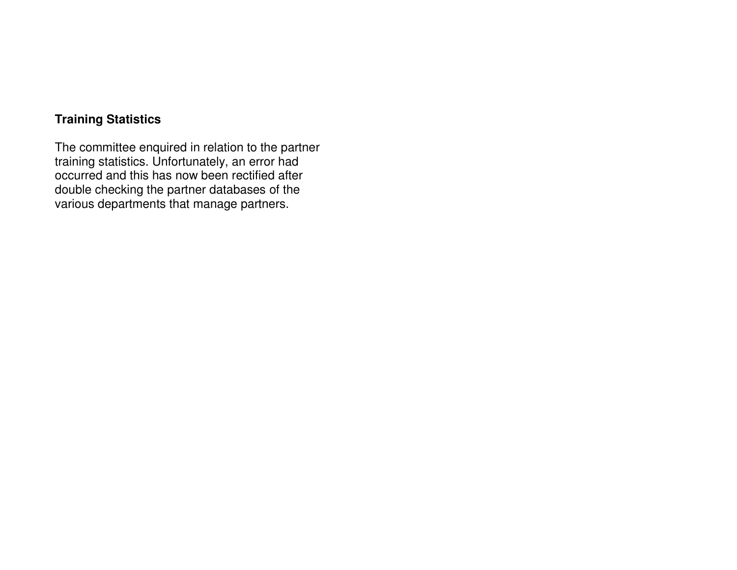**Training Statistics**

The committee enquired in relation to the partner training statistics. Unfortunately, an error had occurred and this has now been rectified after double checking the partner databases of the various departments that manage partners.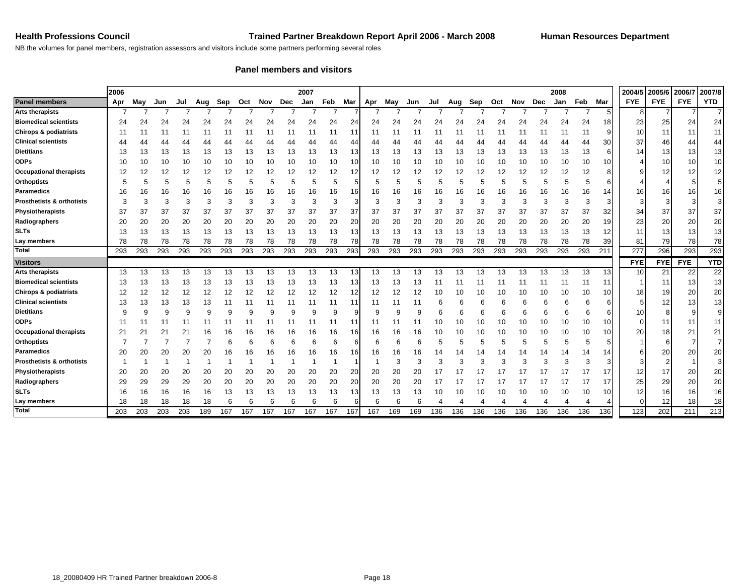**Health Professions Council** **Trained Partner Breakdown Report April 2006 - March 2008** **Human Resources Department**

NB the volumes for panel members, registration assessors and visitors include some partners performing several roles

### Panel members and visitors

| | 2006 | | | | | | | | | 2007 | | | | | | | | | | | | | | 2008 | | | 2004/5 | 2005/6 | 2006/7 | 2007/8 |
|---|---|---|---|---|---|---|---|---|---|---|---|---|---|---|---|---|---|---|---|---|---|---|---|---|---|---|---|---|---|---|
| **Panel members** | Apr | May | Jun | Jul | Aug | Sep | Oct | Nov | Dec | Jan | Feb | Mar | Apr | May | Jun | Jul | Aug | Sep | Oct | Nov | Dec | Jan | Feb | Mar | FYE | FYE | FYE | YTD |
| **Arts therapists** | 7 | 7 | 7 | 7 | 7 | 7 | 7 | 7 | 7 | 7 | 7 | 7 | 7 | 7 | 7 | 7 | 7 | 7 | 7 | 7 | 7 | 7 | 7 | 5 | 8 | 7 | 7 | 7 |
| **Biomedical scientists** | 24 | 24 | 24 | 24 | 24 | 24 | 24 | 24 | 24 | 24 | 24 | 24 | 24 | 24 | 24 | 24 | 24 | 24 | 24 | 24 | 24 | 24 | 24 | 18 | 23 | 25 | 24 | 24 |
| **Chirops & podiatrists** | 11 | 11 | 11 | 11 | 11 | 11 | 11 | 11 | 11 | 11 | 11 | 11 | 11 | 11 | 11 | 11 | 11 | 11 | 11 | 11 | 11 | 11 | 11 | 9 | 10 | 11 | 11 | 11 |
| **Clinical scientists** | 44 | 44 | 44 | 44 | 44 | 44 | 44 | 44 | 44 | 44 | 44 | 44 | 44 | 44 | 44 | 44 | 44 | 44 | 44 | 44 | 44 | 44 | 44 | 30 | 37 | 46 | 44 | 44 |
| **Dietitians** | 13 | 13 | 13 | 13 | 13 | 13 | 13 | 13 | 13 | 13 | 13 | 13 | 13 | 13 | 13 | 13 | 13 | 13 | 13 | 13 | 13 | 13 | 13 | 6 | 14 | 13 | 13 | 13 |
| **ODPs** | 10 | 10 | 10 | 10 | 10 | 10 | 10 | 10 | 10 | 10 | 10 | 10 | 10 | 10 | 10 | 10 | 10 | 10 | 10 | 10 | 10 | 10 | 10 | 10 | 4 | 10 | 10 | 10 |
| **Occupational therapists** | 12 | 12 | 12 | 12 | 12 | 12 | 12 | 12 | 12 | 12 | 12 | 12 | 12 | 12 | 12 | 12 | 12 | 12 | 12 | 12 | 12 | 12 | 12 | 8 | 9 | 12 | 12 | 12 |
| **Orthoptists** | 5 | 5 | 5 | 5 | 5 | 5 | 5 | 5 | 5 | 5 | 5 | 5 | 5 | 5 | 5 | 5 | 5 | 5 | 5 | 5 | 5 | 5 | 5 | 6 | 4 | 4 | 5 | 5 |
| **Paramedics** | 16 | 16 | 16 | 16 | 16 | 16 | 16 | 16 | 16 | 16 | 16 | 16 | 16 | 16 | 16 | 16 | 16 | 16 | 16 | 16 | 16 | 16 | 16 | 14 | 16 | 16 | 16 | 16 |
| **Prosthetists & orthotists** | 3 | 3 | 3 | 3 | 3 | 3 | 3 | 3 | 3 | 3 | 3 | 3 | 3 | 3 | 3 | 3 | 3 | 3 | 3 | 3 | 3 | 3 | 3 | 3 | 3 | 3 | 3 | 3 |
| **Physiotherapists** | 37 | 37 | 37 | 37 | 37 | 37 | 37 | 37 | 37 | 37 | 37 | 37 | 37 | 37 | 37 | 37 | 37 | 37 | 37 | 37 | 37 | 37 | 37 | 32 | 34 | 37 | 37 | 37 |
| **Radiographers** | 20 | 20 | 20 | 20 | 20 | 20 | 20 | 20 | 20 | 20 | 20 | 20 | 20 | 20 | 20 | 20 | 20 | 20 | 20 | 20 | 20 | 20 | 20 | 19 | 23 | 20 | 20 | 20 |
| **SLTs** | 13 | 13 | 13 | 13 | 13 | 13 | 13 | 13 | 13 | 13 | 13 | 13 | 13 | 13 | 13 | 13 | 13 | 13 | 13 | 13 | 13 | 13 | 13 | 12 | 11 | 13 | 13 | 13 |
| **Lay members** | 78 | 78 | 78 | 78 | 78 | 78 | 78 | 78 | 78 | 78 | 78 | 78 | 78 | 78 | 78 | 78 | 78 | 78 | 78 | 78 | 78 | 78 | 78 | 39 | 81 | 79 | 78 | 78 |
| **Total** | 293 | 293 | 293 | 293 | 293 | 293 | 293 | 293 | 293 | 293 | 293 | 293 | 293 | 293 | 293 | 293 | 293 | 293 | 293 | 293 | 293 | 293 | 293 | 211 | 277 | 296 | 293 | 293 |
| **Visitors** | | | | | | | | | | | | | | | | | | | | | | | | | FYE | FYE | FYE | YTD |
| **Arts therapists** | 13 | 13 | 13 | 13 | 13 | 13 | 13 | 13 | 13 | 13 | 13 | 13 | 13 | 13 | 13 | 13 | 13 | 13 | 13 | 13 | 13 | 13 | 13 | 13 | 10 | 21 | 22 | 22 |
| **Biomedical scientists** | 13 | 13 | 13 | 13 | 13 | 13 | 13 | 13 | 13 | 13 | 13 | 13 | 13 | 13 | 13 | 11 | 11 | 11 | 11 | 11 | 11 | 11 | 11 | 11 | 1 | 11 | 13 | 13 |
| **Chirops & podiatrists** | 12 | 12 | 12 | 12 | 12 | 12 | 12 | 12 | 12 | 12 | 12 | 12 | 12 | 12 | 12 | 10 | 10 | 10 | 10 | 10 | 10 | 10 | 10 | 10 | 18 | 19 | 20 | 20 |
| **Clinical scientists** | 13 | 13 | 13 | 13 | 13 | 11 | 11 | 11 | 11 | 11 | 11 | 11 | 11 | 11 | 11 | 6 | 6 | 6 | 6 | 6 | 6 | 6 | 6 | 6 | 5 | 12 | 13 | 13 |
| **Dietitians** | 9 | 9 | 9 | 9 | 9 | 9 | 9 | 9 | 9 | 9 | 9 | 9 | 9 | 9 | 9 | 6 | 6 | 6 | 6 | 6 | 6 | 6 | 6 | 6 | 10 | 8 | 9 | 9 |
| **ODPs** | 11 | 11 | 11 | 11 | 11 | 11 | 11 | 11 | 11 | 11 | 11 | 11 | 11 | 11 | 11 | 10 | 10 | 10 | 10 | 10 | 10 | 10 | 10 | 10 | 0 | 11 | 11 | 11 |
| **Occupational therapists** | 21 | 21 | 21 | 21 | 16 | 16 | 16 | 16 | 16 | 16 | 16 | 16 | 16 | 16 | 16 | 10 | 10 | 10 | 10 | 10 | 10 | 10 | 10 | 10 | 20 | 18 | 21 | 21 |
| **Orthoptists** | 7 | 7 | 7 | 7 | 7 | 6 | 6 | 6 | 6 | 6 | 6 | 6 | 6 | 6 | 6 | 5 | 5 | 5 | 5 | 5 | 5 | 5 | 5 | 5 | 1 | 6 | 7 | 7 |
| **Paramedics** | 20 | 20 | 20 | 20 | 20 | 16 | 16 | 16 | 16 | 16 | 16 | 16 | 16 | 16 | 16 | 14 | 14 | 14 | 14 | 14 | 14 | 14 | 14 | 14 | 6 | 20 | 20 | 20 |
| **Prosthetists & orthotists** | 1 | 1 | 1 | 1 | 1 | 1 | 1 | 1 | 1 | 1 | 1 | 1 | 1 | 3 | 3 | 3 | 3 | 3 | 3 | 3 | 3 | 3 | 3 | 3 | 3 | 2 | 1 | 3 |
| **Physiotherapists** | 20 | 20 | 20 | 20 | 20 | 20 | 20 | 20 | 20 | 20 | 20 | 20 | 20 | 20 | 20 | 17 | 17 | 17 | 17 | 17 | 17 | 17 | 17 | 17 | 12 | 17 | 20 | 20 |
| **Radiographers** | 29 | 29 | 29 | 29 | 20 | 20 | 20 | 20 | 20 | 20 | 20 | 20 | 20 | 20 | 20 | 17 | 17 | 17 | 17 | 17 | 17 | 17 | 17 | 17 | 25 | 29 | 20 | 20 |
| **SLTs** | 16 | 16 | 16 | 16 | 16 | 13 | 13 | 13 | 13 | 13 | 13 | 13 | 13 | 13 | 13 | 10 | 10 | 10 | 10 | 10 | 10 | 10 | 10 | 10 | 12 | 16 | 16 | 16 |
| **Lay members** | 18 | 18 | 18 | 18 | 18 | 6 | 6 | 6 | 6 | 6 | 6 | 6 | 6 | 6 | 6 | 4 | 4 | 4 | 4 | 4 | 4 | 4 | 4 | 4 | 0 | 12 | 18 | 18 |
| **Total** | 203 | 203 | 203 | 203 | 189 | 167 | 167 | 167 | 167 | 167 | 167 | 167 | 167 | 169 | 169 | 136 | 136 | 136 | 136 | 136 | 136 | 136 | 136 | 136 | 123 | 202 | 211 | 213 |

18_20080409 HR Trained Partner breakdown 2006-8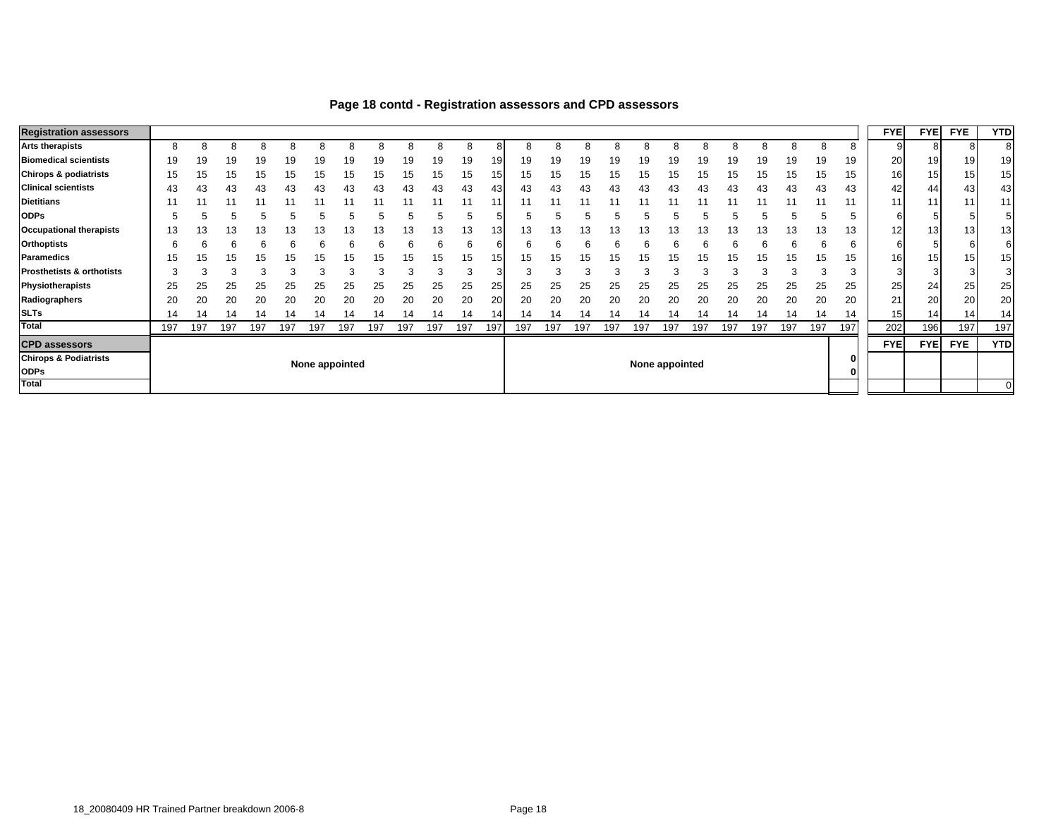## Page 18 contd - Registration assessors and CPD assessors

| Registration assessors | | | | | | | | | | | | | | | | | | | | | | | | | | | FYE | FYE | FYE | YTD |
|---|---|---|---|---|---|---|---|---|---|---|---|---|---|---|---|---|---|---|---|---|---|---|---|---|---|---|---|---|---|---|
| Arts therapists | 8 | 8 | 8 | 8 | 8 | 8 | 8 | 8 | 8 | 8 | 8 | 8 | 8 | 8 | 8 | 8 | 8 | 8 | 8 | 8 | 8 | 8 | 8 | 8 | 8 | 8 | 9 | 8 | 8 | 8 |
| Biomedical scientists | 19 | 19 | 19 | 19 | 19 | 19 | 19 | 19 | 19 | 19 | 19 | 19 | 19 | 19 | 19 | 19 | 19 | 19 | 19 | 19 | 19 | 19 | 19 | 19 | 19 | 19 | 20 | 19 | 19 | 19 |
| Chirops & podiatrists | 15 | 15 | 15 | 15 | 15 | 15 | 15 | 15 | 15 | 15 | 15 | 15 | 15 | 15 | 15 | 15 | 15 | 15 | 15 | 15 | 15 | 15 | 15 | 15 | 15 | 15 | 16 | 15 | 15 | 15 |
| Clinical scientists | 43 | 43 | 43 | 43 | 43 | 43 | 43 | 43 | 43 | 43 | 43 | 43 | 43 | 43 | 43 | 43 | 43 | 43 | 43 | 43 | 43 | 43 | 43 | 43 | 43 | 43 | 42 | 44 | 43 | 43 |
| Dietitians | 11 | 11 | 11 | 11 | 11 | 11 | 11 | 11 | 11 | 11 | 11 | 11 | 11 | 11 | 11 | 11 | 11 | 11 | 11 | 11 | 11 | 11 | 11 | 11 | 11 | 11 | 11 | 11 | 11 | 11 |
| ODPs | 5 | 5 | 5 | 5 | 5 | 5 | 5 | 5 | 5 | 5 | 5 | 5 | 5 | 5 | 5 | 5 | 5 | 5 | 5 | 5 | 5 | 5 | 5 | 5 | 5 | 5 | 6 | 5 | 5 | 5 |
| Occupational therapists | 13 | 13 | 13 | 13 | 13 | 13 | 13 | 13 | 13 | 13 | 13 | 13 | 13 | 13 | 13 | 13 | 13 | 13 | 13 | 13 | 13 | 13 | 13 | 13 | 13 | 13 | 12 | 13 | 13 | 13 |
| Orthoptists | 6 | 6 | 6 | 6 | 6 | 6 | 6 | 6 | 6 | 6 | 6 | 6 | 6 | 6 | 6 | 6 | 6 | 6 | 6 | 6 | 6 | 6 | 6 | 6 | 6 | 6 | 6 | 5 | 6 | 6 |
| Paramedics | 15 | 15 | 15 | 15 | 15 | 15 | 15 | 15 | 15 | 15 | 15 | 15 | 15 | 15 | 15 | 15 | 15 | 15 | 15 | 15 | 15 | 15 | 15 | 15 | 15 | 15 | 16 | 15 | 15 | 15 |
| Prosthetists & orthotists | 3 | 3 | 3 | 3 | 3 | 3 | 3 | 3 | 3 | 3 | 3 | 3 | 3 | 3 | 3 | 3 | 3 | 3 | 3 | 3 | 3 | 3 | 3 | 3 | 3 | 3 | 3 | 3 | 3 | 3 |
| Physiotherapists | 25 | 25 | 25 | 25 | 25 | 25 | 25 | 25 | 25 | 25 | 25 | 25 | 25 | 25 | 25 | 25 | 25 | 25 | 25 | 25 | 25 | 25 | 25 | 25 | 25 | 25 | 25 | 24 | 25 | 25 |
| Radiographers | 20 | 20 | 20 | 20 | 20 | 20 | 20 | 20 | 20 | 20 | 20 | 20 | 20 | 20 | 20 | 20 | 20 | 20 | 20 | 20 | 20 | 20 | 20 | 20 | 20 | 20 | 21 | 20 | 20 | 20 |
| SLTs | 14 | 14 | 14 | 14 | 14 | 14 | 14 | 14 | 14 | 14 | 14 | 14 | 14 | 14 | 14 | 14 | 14 | 14 | 14 | 14 | 14 | 14 | 14 | 14 | 14 | 14 | 15 | 14 | 14 | 14 |
| Total | 197 | 197 | 197 | 197 | 197 | 197 | 197 | 197 | 197 | 197 | 197 | 197 | 197 | 197 | 197 | 197 | 197 | 197 | 197 | 197 | 197 | 197 | 197 | 197 | 197 | 197 | 202 | 196 | 197 | 197 |

| CPD assessors | | | | FYE | FYE | FYE | YTD |
|---|---|---|---|---|---|---|---|
| Chiros & Podiatrists | None appointed | None appointed | 0 | | | | |
| ODPs | | | 0 | | | | |
| Total | | | | | | | 0 |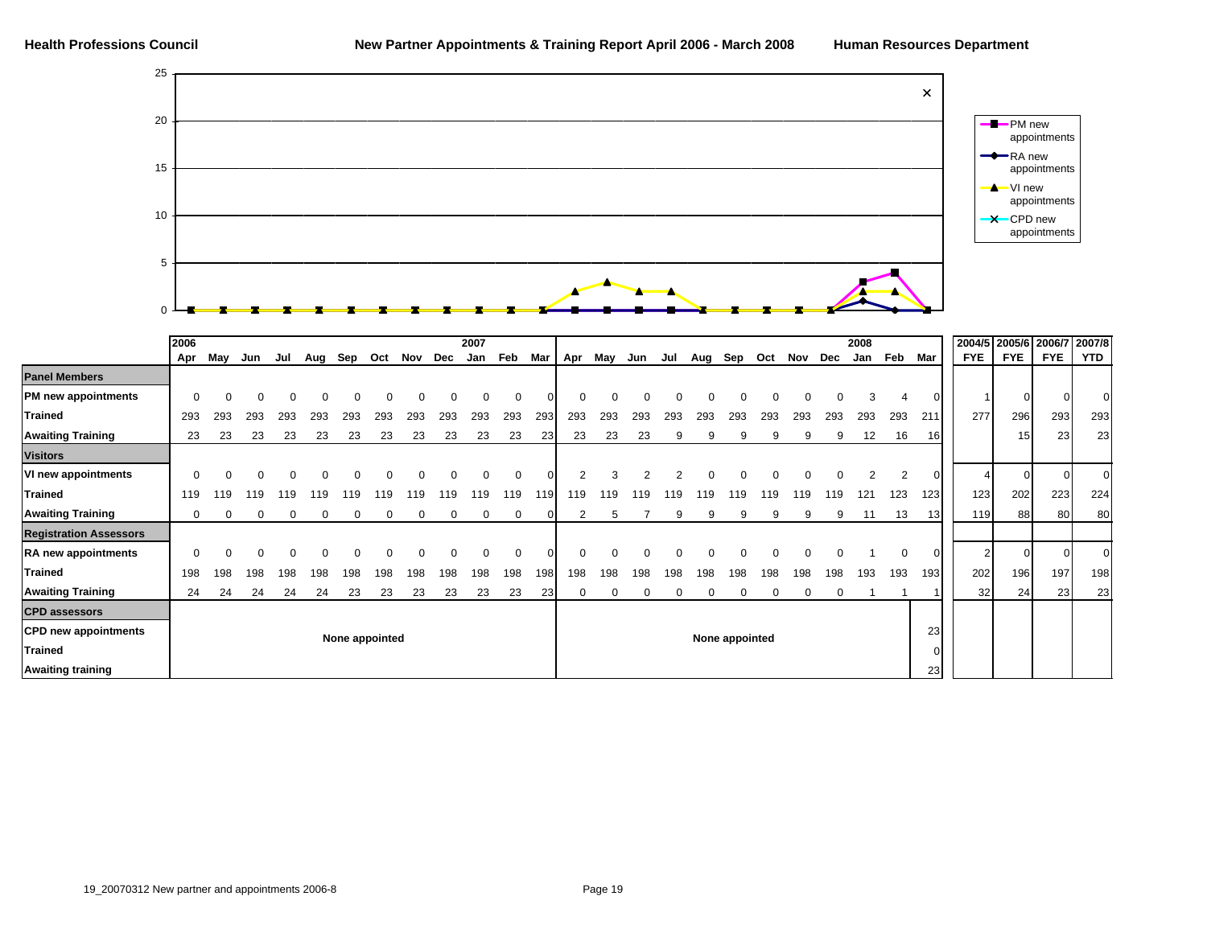**Health Professions Council** **New Partner Appointments & Training Report April 2006 - March 2008** **Human Resources Department**

25
20
15
10
5
0

PM new appointments
RA new appointments
VI new appointments
CPD new appointments

| | 2006 Apr | May | Jun | Jul | Aug | Sep | Oct | Nov | Dec | 2007 Jan | Feb | Mar | Apr | May | Jun | Jul | Aug | Sep | Oct | Nov | Dec | 2008 Jan | Feb | Mar | 2004/5 FYE | 2005/6 FYE | 2006/7 FYE | 2007/8 YTD |
|---|---|---|---|---|---|---|---|---|---|---|---|---|---|---|---|---|---|---|---|---|---|---|---|---|---|---|---|---|
| **Panel Members** | | | | | | | | | | | | | | | | | | | | | | | | | | | | |
| **PM new appointments** | 0 | 0 | 0 | 0 | 0 | 0 | 0 | 0 | 0 | 0 | 0 | 0 | 0 | 0 | 0 | 0 | 0 | 0 | 0 | 0 | 0 | 3 | 4 | 0 | 1 | 0 | 0 | 0 |
| **Trained** | 293 | 293 | 293 | 293 | 293 | 293 | 293 | 293 | 293 | 293 | 293 | 293 | 293 | 293 | 293 | 293 | 293 | 293 | 293 | 293 | 293 | 293 | 293 | 211 | 277 | 296 | 293 | 293 |
| **Awaiting Training** | 23 | 23 | 23 | 23 | 23 | 23 | 23 | 23 | 23 | 23 | 23 | 23 | 23 | 23 | 23 | 9 | 9 | 9 | 9 | 9 | 9 | 12 | 16 | 16 | | 15 | 23 | 23 |
| **Visitors** | | | | | | | | | | | | | | | | | | | | | | | | | | | | |
| **VI new appointments** | 0 | 0 | 0 | 0 | 0 | 0 | 0 | 0 | 0 | 0 | 0 | 0 | 2 | 3 | 2 | 2 | 0 | 0 | 0 | 0 | 0 | 2 | 2 | 0 | 4 | 0 | 0 | 0 |
| **Trained** | 119 | 119 | 119 | 119 | 119 | 119 | 119 | 119 | 119 | 119 | 119 | 119 | 119 | 119 | 119 | 119 | 119 | 119 | 119 | 119 | 119 | 121 | 123 | 123 | 123 | 202 | 223 | 224 |
| **Awaiting Training** | 0 | 0 | 0 | 0 | 0 | 0 | 0 | 0 | 0 | 0 | 0 | 0 | 2 | 5 | 7 | 9 | 9 | 9 | 9 | 9 | 9 | 11 | 13 | 13 | 119 | 88 | 80 | 80 |
| **Registration Assessors** | | | | | | | | | | | | | | | | | | | | | | | | | | | | |
| **RA new appointments** | 0 | 0 | 0 | 0 | 0 | 0 | 0 | 0 | 0 | 0 | 0 | 0 | 0 | 0 | 0 | 0 | 0 | 0 | 0 | 0 | 0 | 1 | 0 | 0 | 2 | 0 | 0 | 0 |
| **Trained** | 198 | 198 | 198 | 198 | 198 | 198 | 198 | 198 | 198 | 198 | 198 | 198 | 198 | 198 | 198 | 198 | 198 | 198 | 198 | 198 | 198 | 193 | 193 | 193 | 202 | 196 | 197 | 198 |
| **Awaiting Training** | 24 | 24 | 24 | 24 | 24 | 23 | 23 | 23 | 23 | 23 | 23 | 23 | 0 | 0 | 0 | 0 | 0 | 0 | 0 | 0 | 0 | 1 | 1 | 1 | 32 | 24 | 23 | 23 |
| **CPD assessors** | | | | | | | | | | | | | | | | | | | | | | | | | | | | |
| **CPD new appointments** | None appointed | | | | | | | | | | | | None appointed | | | | | | | | | | | 23 | | | | |
| **Trained** | | | | | | | | | | | | | | | | | | | | | | | | 0 | | | | |
| **Awaiting training** | | | | | | | | | | | | | | | | | | | | | | | | 23 | | | | |

19_20070312 New partner and appointments 2006-8